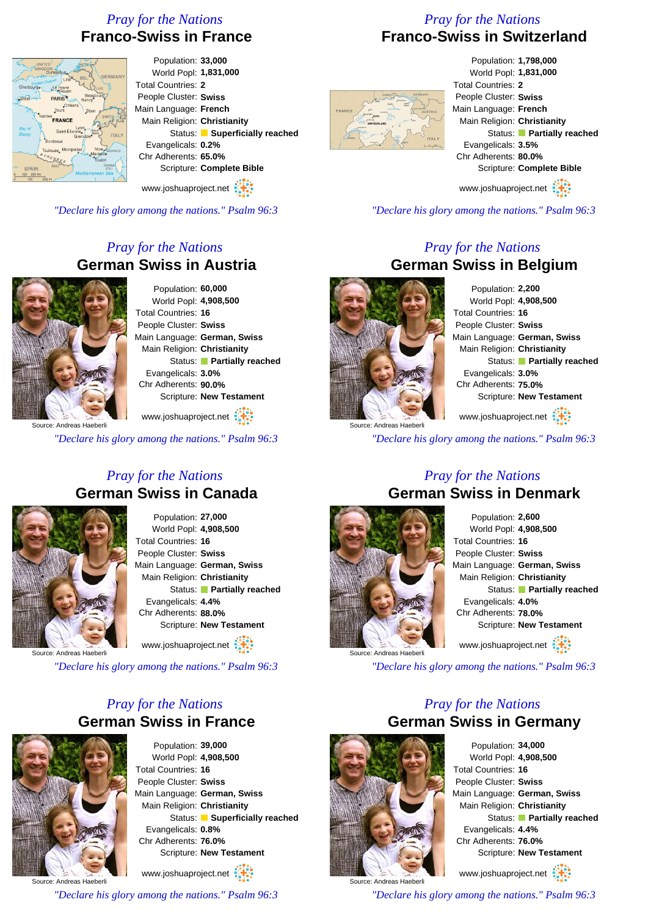*Pray for the Nations*

## Franco-Swiss in France

Population: **33,000**
World Popl: **1,831,000**
Total Countries: **2**
People Cluster: **Swiss**
Main Language: **French**
Main Religion: **Christianity**
Status: **Superficially reached**
Evangelicals: **0.2%**
Chr Adherents: **65.0%**
Scripture: **Complete Bible**

www.joshuaproject.net

*"Declare his glory among the nations." Psalm 96:3*

*Pray for the Nations*

## Franco-Swiss in Switzerland

Population: **1,798,000**
World Popl: **1,831,000**
Total Countries: **2**
People Cluster: **Swiss**
Main Language: **French**
Main Religion: **Christianity**
Status: **Partially reached**
Evangelicals: **3.5%**
Chr Adherents: **80.0%**
Scripture: **Complete Bible**

www.joshuaproject.net

*"Declare his glory among the nations." Psalm 96:3*

*Pray for the Nations*

## German Swiss in Austria

Source: Andreas Haeberli

Population: **60,000**
World Popl: **4,908,500**
Total Countries: **16**
People Cluster: **Swiss**
Main Language: **German, Swiss**
Main Religion: **Christianity**
Status: **Partially reached**
Evangelicals: **3.0%**
Chr Adherents: **90.0%**
Scripture: **New Testament**

www.joshuaproject.net

*"Declare his glory among the nations." Psalm 96:3*

*Pray for the Nations*

## German Swiss in Belgium

Source: Andreas Haeberli

Population: **2,200**
World Popl: **4,908,500**
Total Countries: **16**
People Cluster: **Swiss**
Main Language: **German, Swiss**
Main Religion: **Christianity**
Status: **Partially reached**
Evangelicals: **3.0%**
Chr Adherents: **75.0%**
Scripture: **New Testament**

www.joshuaproject.net

*"Declare his glory among the nations." Psalm 96:3*

*Pray for the Nations*

## German Swiss in Canada

Source: Andreas Haeberli

Population: **27,000**
World Popl: **4,908,500**
Total Countries: **16**
People Cluster: **Swiss**
Main Language: **German, Swiss**
Main Religion: **Christianity**
Status: **Partially reached**
Evangelicals: **4.4%**
Chr Adherents: **88.0%**
Scripture: **New Testament**

www.joshuaproject.net

*"Declare his glory among the nations." Psalm 96:3*

*Pray for the Nations*

## German Swiss in Denmark

Source: Andreas Haeberli

Population: **2,600**
World Popl: **4,908,500**
Total Countries: **16**
People Cluster: **Swiss**
Main Language: **German, Swiss**
Main Religion: **Christianity**
Status: **Partially reached**
Evangelicals: **4.0%**
Chr Adherents: **78.0%**
Scripture: **New Testament**

www.joshuaproject.net

*"Declare his glory among the nations." Psalm 96:3*

*Pray for the Nations*

## German Swiss in France

Source: Andreas Haeberli

Population: **39,000**
World Popl: **4,908,500**
Total Countries: **16**
People Cluster: **Swiss**
Main Language: **German, Swiss**
Main Religion: **Christianity**
Status: **Superficially reached**
Evangelicals: **0.8%**
Chr Adherents: **76.0%**
Scripture: **New Testament**

www.joshuaproject.net

*"Declare his glory among the nations." Psalm 96:3*

*Pray for the Nations*

## German Swiss in Germany

Source: Andreas Haeberli

Population: **34,000**
World Popl: **4,908,500**
Total Countries: **16**
People Cluster: **Swiss**
Main Language: **German, Swiss**
Main Religion: **Christianity**
Status: **Partially reached**
Evangelicals: **4.4%**
Chr Adherents: **76.0%**
Scripture: **New Testament**

www.joshuaproject.net

*"Declare his glory among the nations." Psalm 96:3*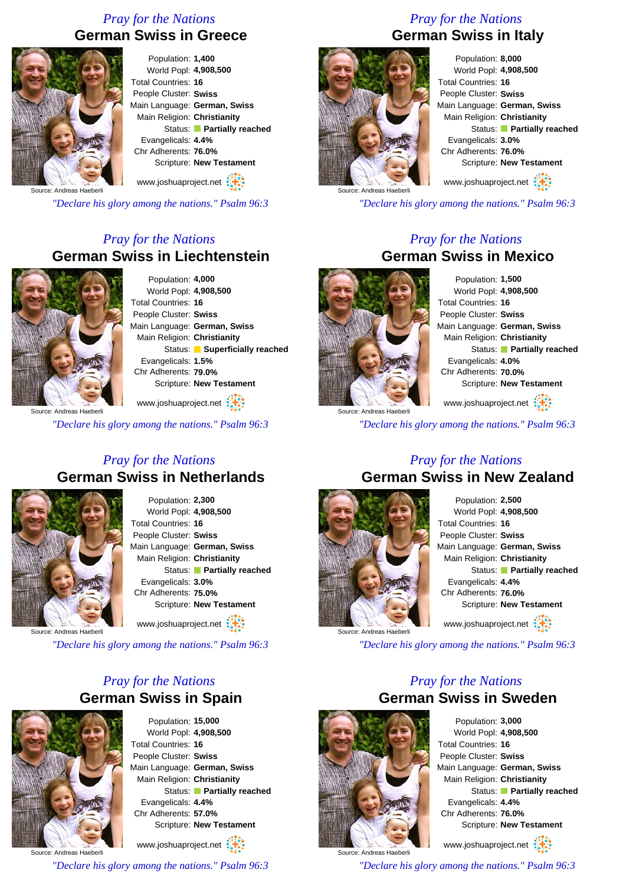*Pray for the Nations*

## German Swiss in Greece

Source: Andreas Haeberli

Population: **1,400**
World Popl: **4,908,500**
Total Countries: **16**
People Cluster: **Swiss**
Main Language: **German, Swiss**
Main Religion: **Christianity**
Status: **Partially reached**
Evangelicals: **4.4%**
Chr Adherents: **76.0%**
Scripture: **New Testament**

www.joshuaproject.net

*"Declare his glory among the nations." Psalm 96:3*

*Pray for the Nations*

## German Swiss in Italy

Source: Andreas Haeberli

Population: **8,000**
World Popl: **4,908,500**
Total Countries: **16**
People Cluster: **Swiss**
Main Language: **German, Swiss**
Main Religion: **Christianity**
Status: **Partially reached**
Evangelicals: **3.0%**
Chr Adherents: **76.0%**
Scripture: **New Testament**

www.joshuaproject.net

*"Declare his glory among the nations." Psalm 96:3*

*Pray for the Nations*

## German Swiss in Liechtenstein

Source: Andreas Haeberli

Population: **4,000**
World Popl: **4,908,500**
Total Countries: **16**
People Cluster: **Swiss**
Main Language: **German, Swiss**
Main Religion: **Christianity**
Status: **Superficially reached**
Evangelicals: **1.5%**
Chr Adherents: **79.0%**
Scripture: **New Testament**

www.joshuaproject.net

*"Declare his glory among the nations." Psalm 96:3*

*Pray for the Nations*

## German Swiss in Mexico

Source: Andreas Haeberli

Population: **1,500**
World Popl: **4,908,500**
Total Countries: **16**
People Cluster: **Swiss**
Main Language: **German, Swiss**
Main Religion: **Christianity**
Status: **Partially reached**
Evangelicals: **4.0%**
Chr Adherents: **70.0%**
Scripture: **New Testament**

www.joshuaproject.net

*"Declare his glory among the nations." Psalm 96:3*

*Pray for the Nations*

## German Swiss in Netherlands

Source: Andreas Haeberli

Population: **2,300**
World Popl: **4,908,500**
Total Countries: **16**
People Cluster: **Swiss**
Main Language: **German, Swiss**
Main Religion: **Christianity**
Status: **Partially reached**
Evangelicals: **3.0%**
Chr Adherents: **75.0%**
Scripture: **New Testament**

www.joshuaproject.net

*"Declare his glory among the nations." Psalm 96:3*

*Pray for the Nations*

## German Swiss in New Zealand

Source: Andreas Haeberli

Population: **2,500**
World Popl: **4,908,500**
Total Countries: **16**
People Cluster: **Swiss**
Main Language: **German, Swiss**
Main Religion: **Christianity**
Status: **Partially reached**
Evangelicals: **4.4%**
Chr Adherents: **76.0%**
Scripture: **New Testament**

www.joshuaproject.net

*"Declare his glory among the nations." Psalm 96:3*

*Pray for the Nations*

## German Swiss in Spain

Source: Andreas Haeberli

Population: **15,000**
World Popl: **4,908,500**
Total Countries: **16**
People Cluster: **Swiss**
Main Language: **German, Swiss**
Main Religion: **Christianity**
Status: **Partially reached**
Evangelicals: **4.4%**
Chr Adherents: **57.0%**
Scripture: **New Testament**

www.joshuaproject.net

*"Declare his glory among the nations." Psalm 96:3*

*Pray for the Nations*

## German Swiss in Sweden

Source: Andreas Haeberli

Population: **3,000**
World Popl: **4,908,500**
Total Countries: **16**
People Cluster: **Swiss**
Main Language: **German, Swiss**
Main Religion: **Christianity**
Status: **Partially reached**
Evangelicals: **4.4%**
Chr Adherents: **76.0%**
Scripture: **New Testament**

www.joshuaproject.net

*"Declare his glory among the nations." Psalm 96:3*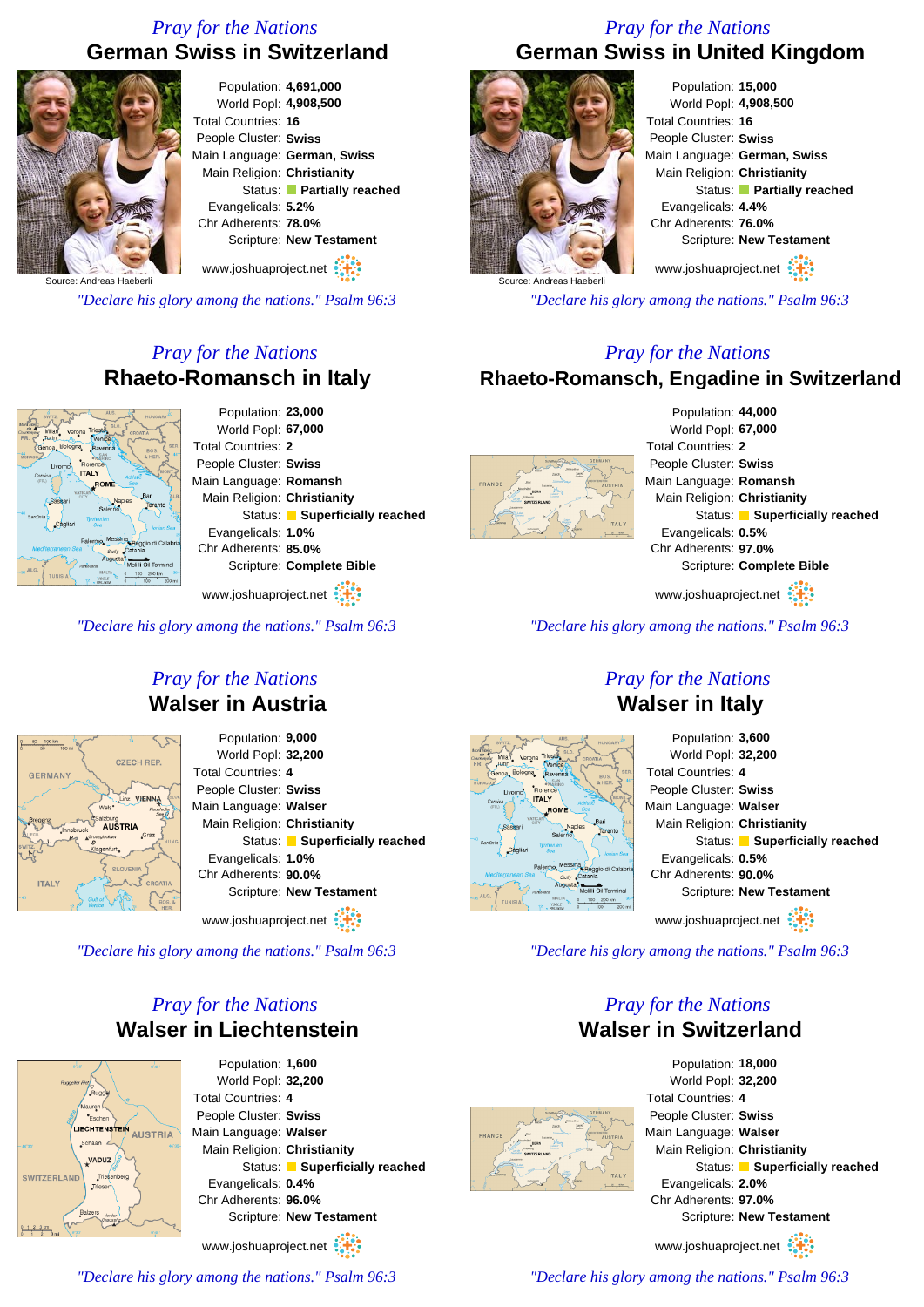## Pray for the Nations

# German Swiss in Switzerland

Population: **4,691,000**
World Popl: **4,908,500**
Total Countries: **16**
People Cluster: **Swiss**
Main Language: **German, Swiss**
Main Religion: **Christianity**
Status: **Partially reached**
Evangelicals: **5.2%**
Chr Adherents: **78.0%**
Scripture: **New Testament**

Source: Andreas Haeberli

www.joshuaproject.net

*"Declare his glory among the nations." Psalm 96:3*

## Pray for the Nations

# German Swiss in United Kingdom

Population: **15,000**
World Popl: **4,908,500**
Total Countries: **16**
People Cluster: **Swiss**
Main Language: **German, Swiss**
Main Religion: **Christianity**
Status: **Partially reached**
Evangelicals: **4.4%**
Chr Adherents: **76.0%**
Scripture: **New Testament**

Source: Andreas Haeberli

www.joshuaproject.net

*"Declare his glory among the nations." Psalm 96:3*

## Pray for the Nations

# Rhaeto-Romansch in Italy

Population: **23,000**
World Popl: **67,000**
Total Countries: **2**
People Cluster: **Swiss**
Main Language: **Romansh**
Main Religion: **Christianity**
Status: **Superficially reached**
Evangelicals: **1.0%**
Chr Adherents: **85.0%**
Scripture: **Complete Bible**

www.joshuaproject.net

*"Declare his glory among the nations." Psalm 96:3*

## Pray for the Nations

# Rhaeto-Romansch, Engadine in Switzerland

Population: **44,000**
World Popl: **67,000**
Total Countries: **2**
People Cluster: **Swiss**
Main Language: **Romansh**
Main Religion: **Christianity**
Status: **Superficially reached**
Evangelicals: **0.5%**
Chr Adherents: **97.0%**
Scripture: **Complete Bible**

www.joshuaproject.net

*"Declare his glory among the nations." Psalm 96:3*

## Pray for the Nations

# Walser in Austria

Population: **9,000**
World Popl: **32,200**
Total Countries: **4**
People Cluster: **Swiss**
Main Language: **Walser**
Main Religion: **Christianity**
Status: **Superficially reached**
Evangelicals: **1.0%**
Chr Adherents: **90.0%**
Scripture: **New Testament**

www.joshuaproject.net

*"Declare his glory among the nations." Psalm 96:3*

## Pray for the Nations

# Walser in Italy

Population: **3,600**
World Popl: **32,200**
Total Countries: **4**
People Cluster: **Swiss**
Main Language: **Walser**
Main Religion: **Christianity**
Status: **Superficially reached**
Evangelicals: **0.5%**
Chr Adherents: **90.0%**
Scripture: **New Testament**

www.joshuaproject.net

*"Declare his glory among the nations." Psalm 96:3*

## Pray for the Nations

# Walser in Liechtenstein

Population: **1,600**
World Popl: **32,200**
Total Countries: **4**
People Cluster: **Swiss**
Main Language: **Walser**
Main Religion: **Christianity**
Status: **Superficially reached**
Evangelicals: **0.4%**
Chr Adherents: **96.0%**
Scripture: **New Testament**

www.joshuaproject.net

*"Declare his glory among the nations." Psalm 96:3*

## Pray for the Nations

# Walser in Switzerland

Population: **18,000**
World Popl: **32,200**
Total Countries: **4**
People Cluster: **Swiss**
Main Language: **Walser**
Main Religion: **Christianity**
Status: **Superficially reached**
Evangelicals: **2.0%**
Chr Adherents: **97.0%**
Scripture: **New Testament**

www.joshuaproject.net

*"Declare his glory among the nations." Psalm 96:3*